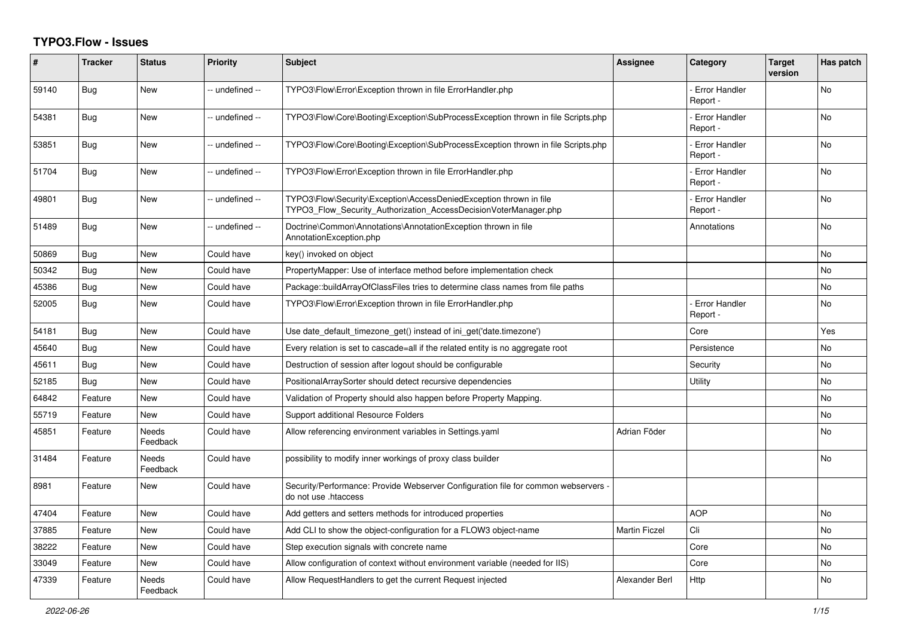# TYPO3.Flow - Issues

| # | Tracker | Status | Priority | Subject | Assignee | Category | Target version | Has patch |
|---|---|---|---|---|---|---|---|---|
| 59140 | Bug | New | -- undefined -- | TYPO3\Flow\Error\Exception thrown in file ErrorHandler.php | | - Error Handler Report - | | No |
| 54381 | Bug | New | -- undefined -- | TYPO3\Flow\Core\Booting\Exception\SubProcessException thrown in file Scripts.php | | - Error Handler Report - | | No |
| 53851 | Bug | New | -- undefined -- | TYPO3\Flow\Core\Booting\Exception\SubProcessException thrown in file Scripts.php | | - Error Handler Report - | | No |
| 51704 | Bug | New | -- undefined -- | TYPO3\Flow\Error\Exception thrown in file ErrorHandler.php | | - Error Handler Report - | | No |
| 49801 | Bug | New | -- undefined -- | TYPO3\Flow\Security\Exception\AccessDeniedException thrown in file TYPO3_Flow_Security_Authorization_AccessDecisionVoterManager.php | | - Error Handler Report - | | No |
| 51489 | Bug | New | -- undefined -- | Doctrine\Common\Annotations\AnnotationException thrown in file AnnotationException.php | | Annotations | | No |
| 50869 | Bug | New | Could have | key() invoked on object | | | | No |
| 50342 | Bug | New | Could have | PropertyMapper: Use of interface method before implementation check | | | | No |
| 45386 | Bug | New | Could have | Package::buildArrayOfClassFiles tries to determine class names from file paths | | | | No |
| 52005 | Bug | New | Could have | TYPO3\Flow\Error\Exception thrown in file ErrorHandler.php | | - Error Handler Report - | | No |
| 54181 | Bug | New | Could have | Use date_default_timezone_get() instead of ini_get('date.timezone') | | Core | | Yes |
| 45640 | Bug | New | Could have | Every relation is set to cascade=all if the related entity is no aggregate root | | Persistence | | No |
| 45611 | Bug | New | Could have | Destruction of session after logout should be configurable | | Security | | No |
| 52185 | Bug | New | Could have | PositionalArraySorter should detect recursive dependencies | | Utility | | No |
| 64842 | Feature | New | Could have | Validation of Property should also happen before Property Mapping. | | | | No |
| 55719 | Feature | New | Could have | Support additional Resource Folders | | | | No |
| 45851 | Feature | Needs Feedback | Could have | Allow referencing environment variables in Settings.yaml | Adrian Föder | | | No |
| 31484 | Feature | Needs Feedback | Could have | possibility to modify inner workings of proxy class builder | | | | No |
| 8981 | Feature | New | Could have | Security/Performance: Provide Webserver Configuration file for common webservers - do not use .htaccess | | | | |
| 47404 | Feature | New | Could have | Add getters and setters methods for introduced properties | | AOP | | No |
| 37885 | Feature | New | Could have | Add CLI to show the object-configuration for a FLOW3 object-name | Martin Ficzel | Cli | | No |
| 38222 | Feature | New | Could have | Step execution signals with concrete name | | Core | | No |
| 33049 | Feature | New | Could have | Allow configuration of context without environment variable (needed for IIS) | | Core | | No |
| 47339 | Feature | Needs Feedback | Could have | Allow RequestHandlers to get the current Request injected | Alexander Berl | Http | | No |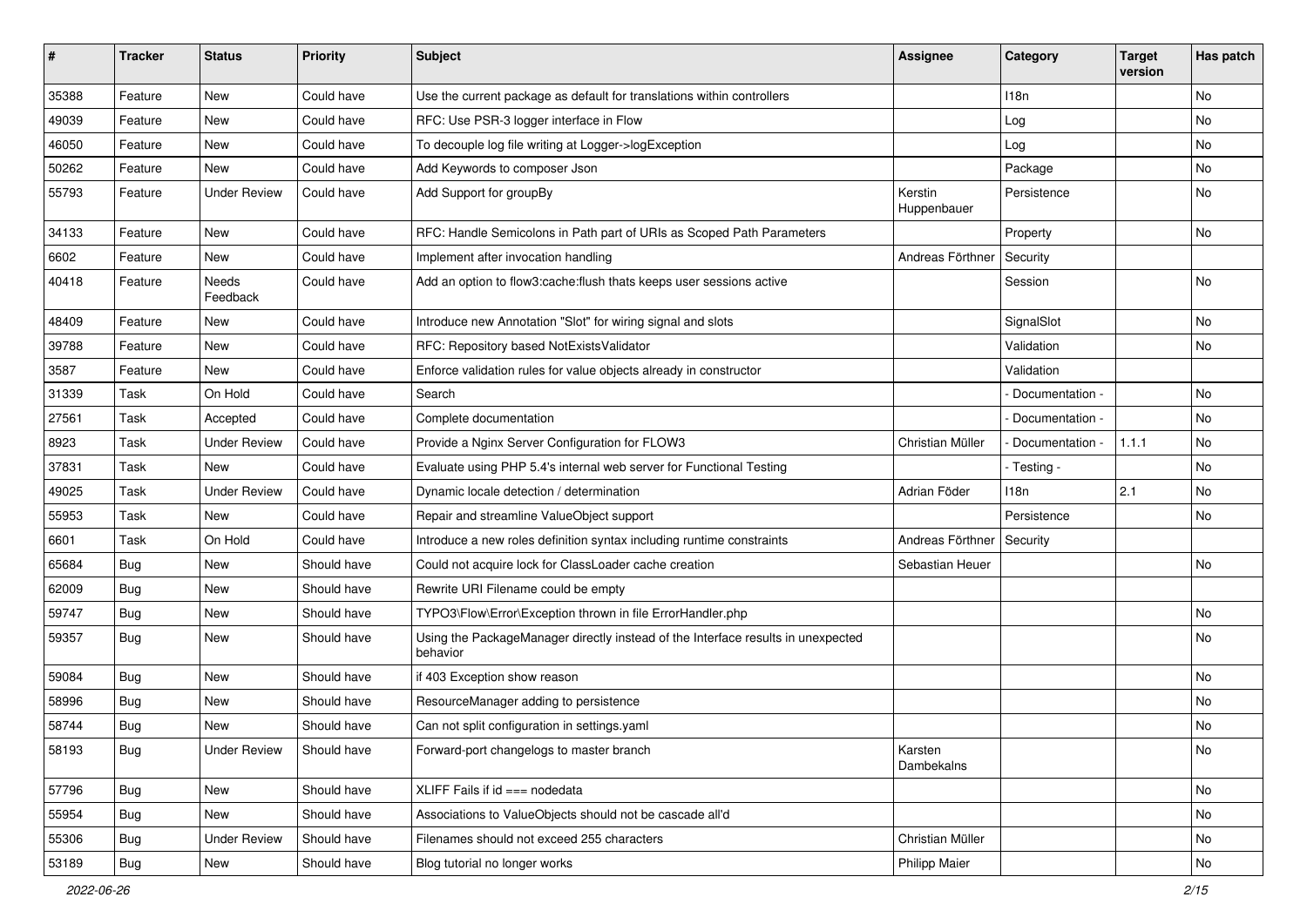| # | Tracker | Status | Priority | Subject | Assignee | Category | Target version | Has patch |
|---|---|---|---|---|---|---|---|---|
| 35388 | Feature | New | Could have | Use the current package as default for translations within controllers | | I18n | | No |
| 49039 | Feature | New | Could have | RFC: Use PSR-3 logger interface in Flow | | Log | | No |
| 46050 | Feature | New | Could have | To decouple log file writing at Logger->logException | | Log | | No |
| 50262 | Feature | New | Could have | Add Keywords to composer Json | | Package | | No |
| 55793 | Feature | Under Review | Could have | Add Support for groupBy | Kerstin Huppenbauer | Persistence | | No |
| 34133 | Feature | New | Could have | RFC: Handle Semicolons in Path part of URIs as Scoped Path Parameters | | Property | | No |
| 6602 | Feature | New | Could have | Implement after invocation handling | Andreas Förthner | Security | | |
| 40418 | Feature | Needs Feedback | Could have | Add an option to flow3:cache:flush thats keeps user sessions active | | Session | | No |
| 48409 | Feature | New | Could have | Introduce new Annotation "Slot" for wiring signal and slots | | SignalSlot | | No |
| 39788 | Feature | New | Could have | RFC: Repository based NotExistsValidator | | Validation | | No |
| 3587 | Feature | New | Could have | Enforce validation rules for value objects already in constructor | | Validation | | |
| 31339 | Task | On Hold | Could have | Search | | - Documentation - | | No |
| 27561 | Task | Accepted | Could have | Complete documentation | | - Documentation - | | No |
| 8923 | Task | Under Review | Could have | Provide a Nginx Server Configuration for FLOW3 | Christian Müller | - Documentation - | 1.1.1 | No |
| 37831 | Task | New | Could have | Evaluate using PHP 5.4's internal web server for Functional Testing | | - Testing - | | No |
| 49025 | Task | Under Review | Could have | Dynamic locale detection / determination | Adrian Föder | I18n | 2.1 | No |
| 55953 | Task | New | Could have | Repair and streamline ValueObject support | | Persistence | | No |
| 6601 | Task | On Hold | Could have | Introduce a new roles definition syntax including runtime constraints | Andreas Förthner | Security | | |
| 65684 | Bug | New | Should have | Could not acquire lock for ClassLoader cache creation | Sebastian Heuer | | | No |
| 62009 | Bug | New | Should have | Rewrite URI Filename could be empty | | | | |
| 59747 | Bug | New | Should have | TYPO3\Flow\Error\Exception thrown in file ErrorHandler.php | | | | No |
| 59357 | Bug | New | Should have | Using the PackageManager directly instead of the Interface results in unexpected behavior | | | | No |
| 59084 | Bug | New | Should have | if 403 Exception show reason | | | | No |
| 58996 | Bug | New | Should have | ResourceManager adding to persistence | | | | No |
| 58744 | Bug | New | Should have | Can not split configuration in settings.yaml | | | | No |
| 58193 | Bug | Under Review | Should have | Forward-port changelogs to master branch | Karsten Dambekalns | | | No |
| 57796 | Bug | New | Should have | XLIFF Fails if id === nodedata | | | | No |
| 55954 | Bug | New | Should have | Associations to ValueObjects should not be cascade all'd | | | | No |
| 55306 | Bug | Under Review | Should have | Filenames should not exceed 255 characters | Christian Müller | | | No |
| 53189 | Bug | New | Should have | Blog tutorial no longer works | Philipp Maier | | | No |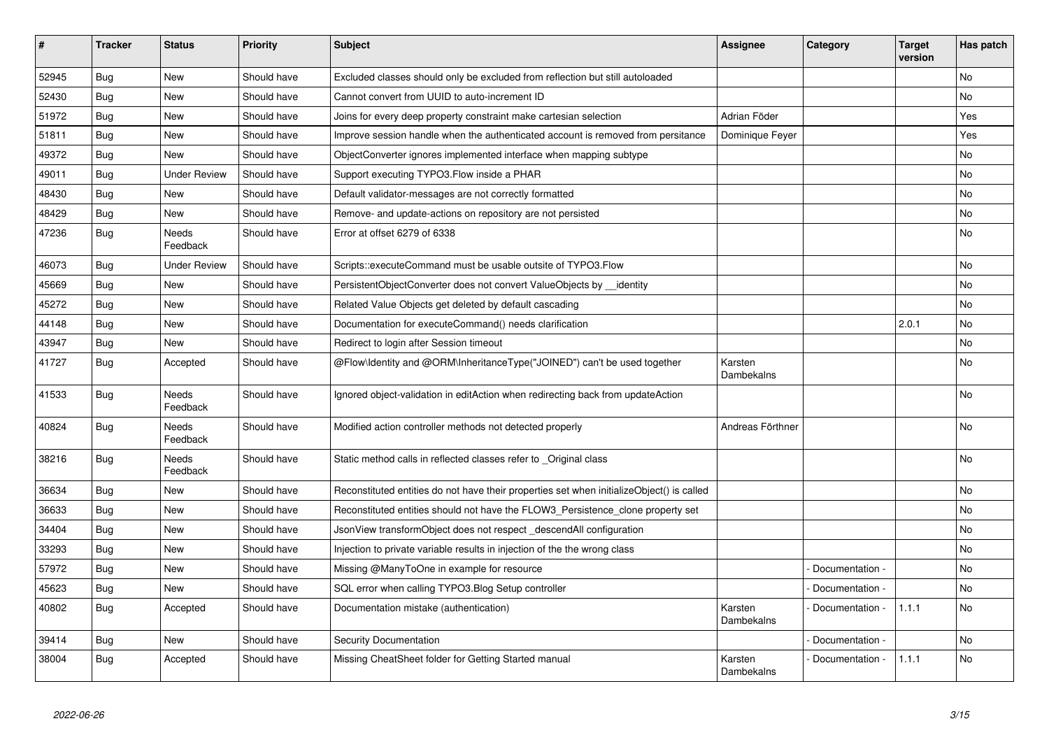| # | Tracker | Status | Priority | Subject | Assignee | Category | Target version | Has patch |
|---|---|---|---|---|---|---|---|---|
| 52945 | Bug | New | Should have | Excluded classes should only be excluded from reflection but still autoloaded | | | | No |
| 52430 | Bug | New | Should have | Cannot convert from UUID to auto-increment ID | | | | No |
| 51972 | Bug | New | Should have | Joins for every deep property constraint make cartesian selection | Adrian Föder | | | Yes |
| 51811 | Bug | New | Should have | Improve session handle when the authenticated account is removed from persitance | Dominique Feyer | | | Yes |
| 49372 | Bug | New | Should have | ObjectConverter ignores implemented interface when mapping subtype | | | | No |
| 49011 | Bug | Under Review | Should have | Support executing TYPO3.Flow inside a PHAR | | | | No |
| 48430 | Bug | New | Should have | Default validator-messages are not correctly formatted | | | | No |
| 48429 | Bug | New | Should have | Remove- and update-actions on repository are not persisted | | | | No |
| 47236 | Bug | Needs Feedback | Should have | Error at offset 6279 of 6338 | | | | No |
| 46073 | Bug | Under Review | Should have | Scripts::executeCommand must be usable outsite of TYPO3.Flow | | | | No |
| 45669 | Bug | New | Should have | PersistentObjectConverter does not convert ValueObjects by __identity | | | | No |
| 45272 | Bug | New | Should have | Related Value Objects get deleted by default cascading | | | | No |
| 44148 | Bug | New | Should have | Documentation for executeCommand() needs clarification | | | 2.0.1 | No |
| 43947 | Bug | New | Should have | Redirect to login after Session timeout | | | | No |
| 41727 | Bug | Accepted | Should have | @Flow\Identity and @ORM\InheritanceType("JOINED") can't be used together | Karsten Dambekalns | | | No |
| 41533 | Bug | Needs Feedback | Should have | Ignored object-validation in editAction when redirecting back from updateAction | | | | No |
| 40824 | Bug | Needs Feedback | Should have | Modified action controller methods not detected properly | Andreas Förthner | | | No |
| 38216 | Bug | Needs Feedback | Should have | Static method calls in reflected classes refer to _Original class | | | | No |
| 36634 | Bug | New | Should have | Reconstituted entities do not have their properties set when initializeObject() is called | | | | No |
| 36633 | Bug | New | Should have | Reconstituted entities should not have the FLOW3_Persistence_clone property set | | | | No |
| 34404 | Bug | New | Should have | JsonView transformObject does not respect _descendAll configuration | | | | No |
| 33293 | Bug | New | Should have | Injection to private variable results in injection of the the wrong class | | | | No |
| 57972 | Bug | New | Should have | Missing @ManyToOne in example for resource | | - Documentation - | | No |
| 45623 | Bug | New | Should have | SQL error when calling TYPO3.Blog Setup controller | | - Documentation - | | No |
| 40802 | Bug | Accepted | Should have | Documentation mistake (authentication) | Karsten Dambekalns | - Documentation - | 1.1.1 | No |
| 39414 | Bug | New | Should have | Security Documentation | | - Documentation - | | No |
| 38004 | Bug | Accepted | Should have | Missing CheatSheet folder for Getting Started manual | Karsten Dambekalns | - Documentation - | 1.1.1 | No |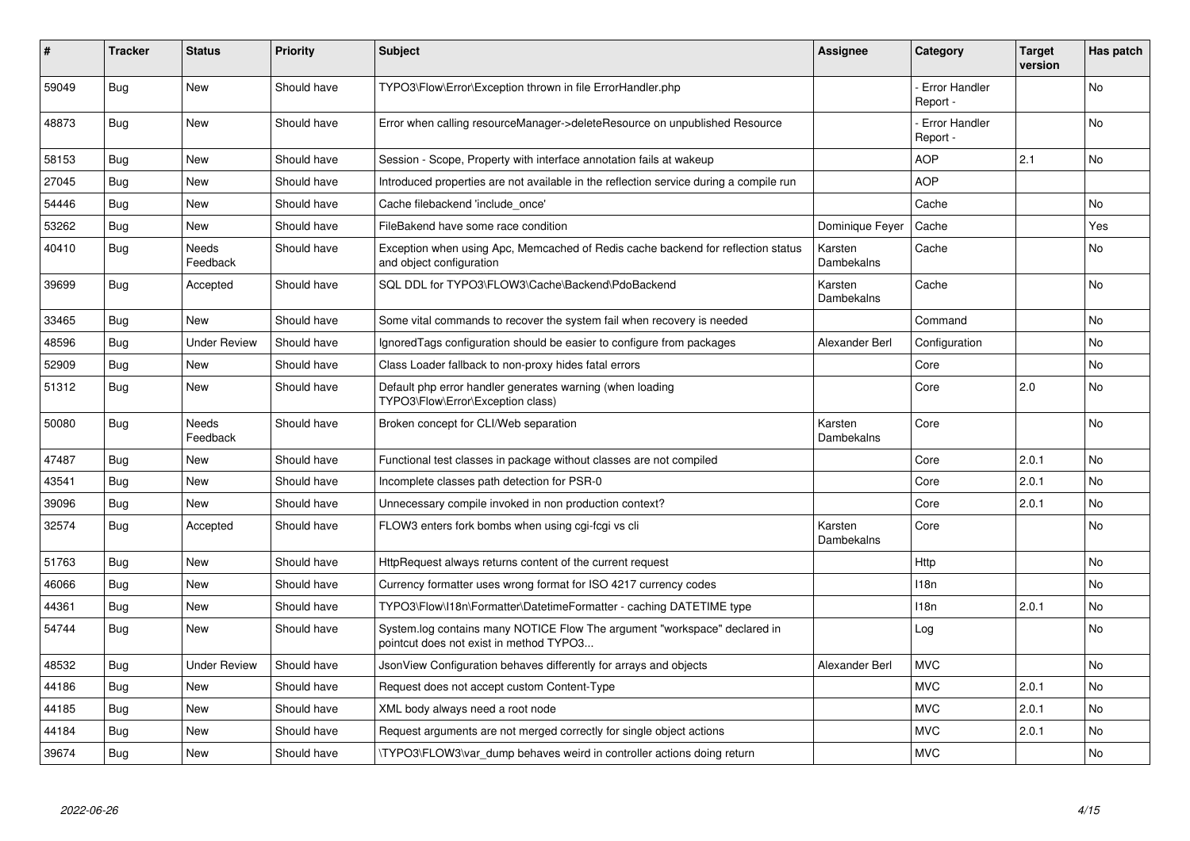| # | Tracker | Status | Priority | Subject | Assignee | Category | Target version | Has patch |
|---|---|---|---|---|---|---|---|---|
| 59049 | Bug | New | Should have | TYPO3\Flow\Error\Exception thrown in file ErrorHandler.php | | - Error Handler Report - | | No |
| 48873 | Bug | New | Should have | Error when calling resourceManager->deleteResource on unpublished Resource | | - Error Handler Report - | | No |
| 58153 | Bug | New | Should have | Session - Scope, Property with interface annotation fails at wakeup | | AOP | 2.1 | No |
| 27045 | Bug | New | Should have | Introduced properties are not available in the reflection service during a compile run | | AOP | | |
| 54446 | Bug | New | Should have | Cache filebackend 'include_once' | | Cache | | No |
| 53262 | Bug | New | Should have | FileBakend have some race condition | Dominique Feyer | Cache | | Yes |
| 40410 | Bug | Needs Feedback | Should have | Exception when using Apc, Memcached of Redis cache backend for reflection status and object configuration | Karsten Dambekalns | Cache | | No |
| 39699 | Bug | Accepted | Should have | SQL DDL for TYPO3\FLOW3\Cache\Backend\PdoBackend | Karsten Dambekalns | Cache | | No |
| 33465 | Bug | New | Should have | Some vital commands to recover the system fail when recovery is needed | | Command | | No |
| 48596 | Bug | Under Review | Should have | IgnoredTags configuration should be easier to configure from packages | Alexander Berl | Configuration | | No |
| 52909 | Bug | New | Should have | Class Loader fallback to non-proxy hides fatal errors | | Core | | No |
| 51312 | Bug | New | Should have | Default php error handler generates warning (when loading TYPO3\Flow\Error\Exception class) | | Core | 2.0 | No |
| 50080 | Bug | Needs Feedback | Should have | Broken concept for CLI/Web separation | Karsten Dambekalns | Core | | No |
| 47487 | Bug | New | Should have | Functional test classes in package without classes are not compiled | | Core | 2.0.1 | No |
| 43541 | Bug | New | Should have | Incomplete classes path detection for PSR-0 | | Core | 2.0.1 | No |
| 39096 | Bug | New | Should have | Unnecessary compile invoked in non production context? | | Core | 2.0.1 | No |
| 32574 | Bug | Accepted | Should have | FLOW3 enters fork bombs when using cgi-fcgi vs cli | Karsten Dambekalns | Core | | No |
| 51763 | Bug | New | Should have | HttpRequest always returns content of the current request | | Http | | No |
| 46066 | Bug | New | Should have | Currency formatter uses wrong format for ISO 4217 currency codes | | I18n | | No |
| 44361 | Bug | New | Should have | TYPO3\Flow\I18n\Formatter\DatetimeFormatter - caching DATETIME type | | I18n | 2.0.1 | No |
| 54744 | Bug | New | Should have | System.log contains many NOTICE Flow The argument "workspace" declared in pointcut does not exist in method TYPO3... | | Log | | No |
| 48532 | Bug | Under Review | Should have | JsonView Configuration behaves differently for arrays and objects | Alexander Berl | MVC | | No |
| 44186 | Bug | New | Should have | Request does not accept custom Content-Type | | MVC | 2.0.1 | No |
| 44185 | Bug | New | Should have | XML body always need a root node | | MVC | 2.0.1 | No |
| 44184 | Bug | New | Should have | Request arguments are not merged correctly for single object actions | | MVC | 2.0.1 | No |
| 39674 | Bug | New | Should have | \TYPO3\FLOW3\var_dump behaves weird in controller actions doing return | | MVC | | No |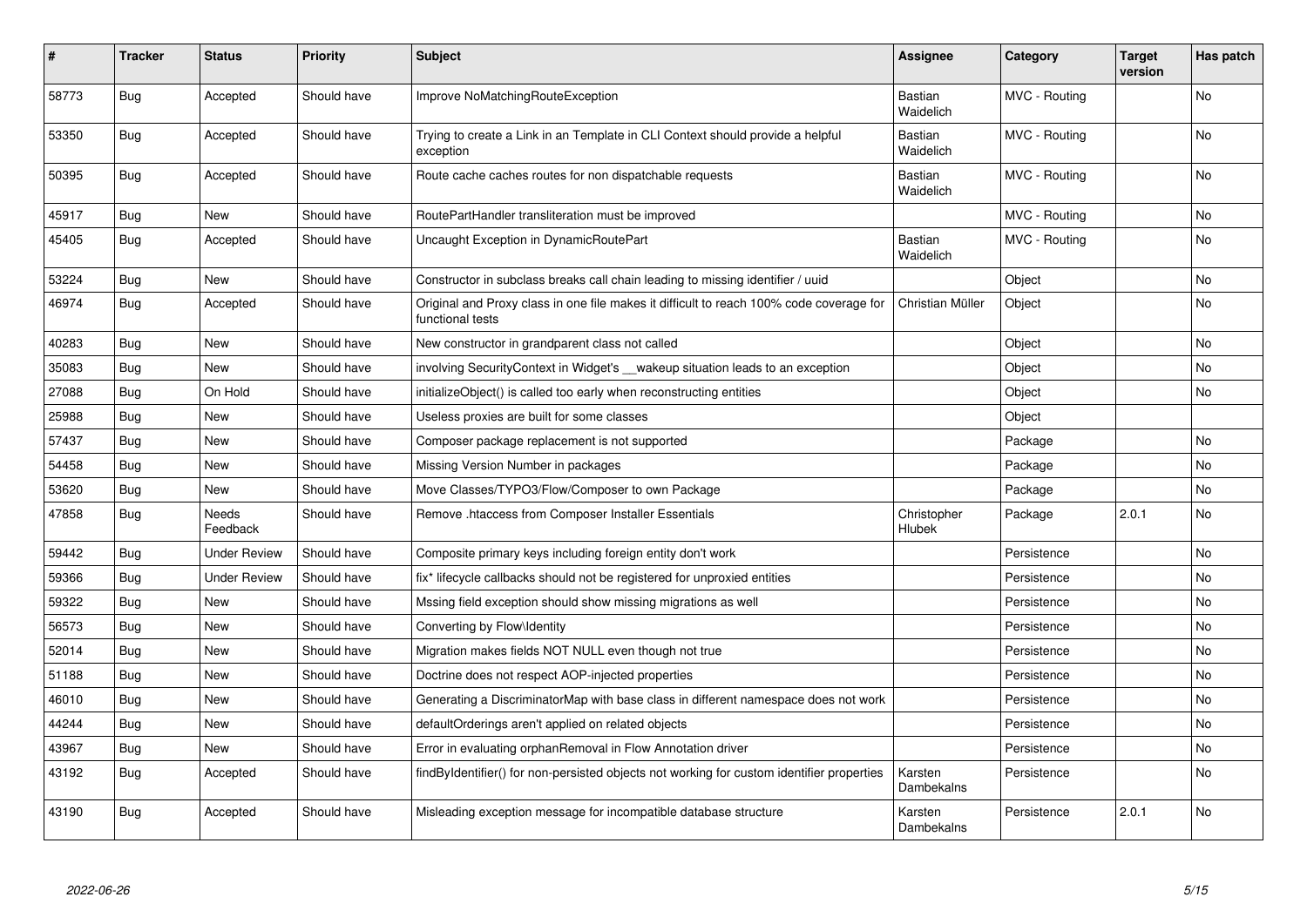| # | Tracker | Status | Priority | Subject | Assignee | Category | Target version | Has patch |
|---|---|---|---|---|---|---|---|---|
| 58773 | Bug | Accepted | Should have | Improve NoMatchingRouteException | Bastian Waidelich | MVC - Routing | | No |
| 53350 | Bug | Accepted | Should have | Trying to create a Link in an Template in CLI Context should provide a helpful exception | Bastian Waidelich | MVC - Routing | | No |
| 50395 | Bug | Accepted | Should have | Route cache caches routes for non dispatchable requests | Bastian Waidelich | MVC - Routing | | No |
| 45917 | Bug | New | Should have | RoutePartHandler transliteration must be improved | | MVC - Routing | | No |
| 45405 | Bug | Accepted | Should have | Uncaught Exception in DynamicRoutePart | Bastian Waidelich | MVC - Routing | | No |
| 53224 | Bug | New | Should have | Constructor in subclass breaks call chain leading to missing identifier / uuid | | Object | | No |
| 46974 | Bug | Accepted | Should have | Original and Proxy class in one file makes it difficult to reach 100% code coverage for functional tests | Christian Müller | Object | | No |
| 40283 | Bug | New | Should have | New constructor in grandparent class not called | | Object | | No |
| 35083 | Bug | New | Should have | involving SecurityContext in Widget's __wakeup situation leads to an exception | | Object | | No |
| 27088 | Bug | On Hold | Should have | initializeObject() is called too early when reconstructing entities | | Object | | No |
| 25988 | Bug | New | Should have | Useless proxies are built for some classes | | Object | | |
| 57437 | Bug | New | Should have | Composer package replacement is not supported | | Package | | No |
| 54458 | Bug | New | Should have | Missing Version Number in packages | | Package | | No |
| 53620 | Bug | New | Should have | Move Classes/TYPO3/Flow/Composer to own Package | | Package | | No |
| 47858 | Bug | Needs Feedback | Should have | Remove .htaccess from Composer Installer Essentials | Christopher Hlubek | Package | 2.0.1 | No |
| 59442 | Bug | Under Review | Should have | Composite primary keys including foreign entity don't work | | Persistence | | No |
| 59366 | Bug | Under Review | Should have | fix* lifecycle callbacks should not be registered for unproxied entities | | Persistence | | No |
| 59322 | Bug | New | Should have | Mssing field exception should show missing migrations as well | | Persistence | | No |
| 56573 | Bug | New | Should have | Converting by Flow\Identity | | Persistence | | No |
| 52014 | Bug | New | Should have | Migration makes fields NOT NULL even though not true | | Persistence | | No |
| 51188 | Bug | New | Should have | Doctrine does not respect AOP-injected properties | | Persistence | | No |
| 46010 | Bug | New | Should have | Generating a DiscriminatorMap with base class in different namespace does not work | | Persistence | | No |
| 44244 | Bug | New | Should have | defaultOrderings aren't applied on related objects | | Persistence | | No |
| 43967 | Bug | New | Should have | Error in evaluating orphanRemoval in Flow Annotation driver | | Persistence | | No |
| 43192 | Bug | Accepted | Should have | findByIdentifier() for non-persisted objects not working for custom identifier properties | Karsten Dambekalns | Persistence | | No |
| 43190 | Bug | Accepted | Should have | Misleading exception message for incompatible database structure | Karsten Dambekalns | Persistence | 2.0.1 | No |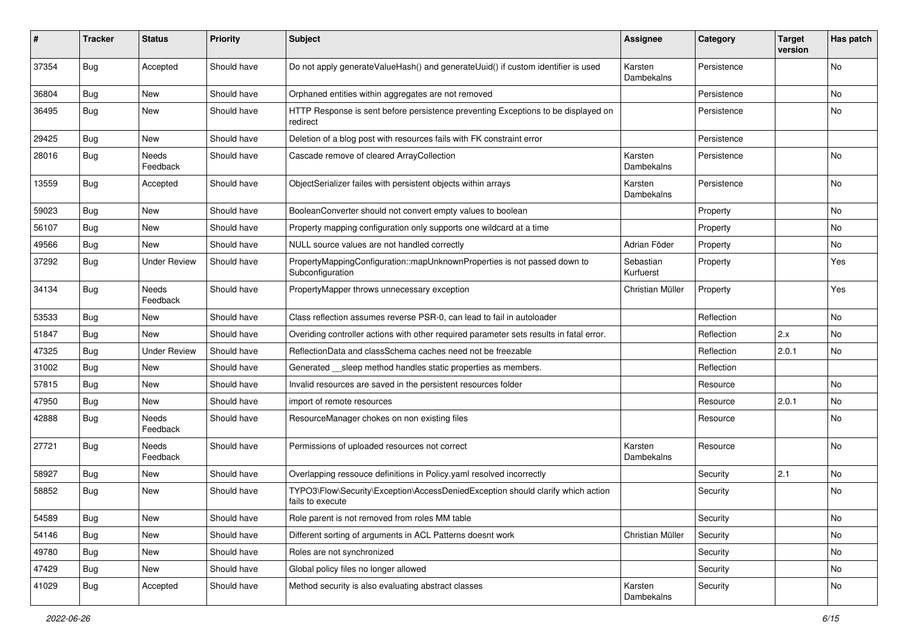| # | Tracker | Status | Priority | Subject | Assignee | Category | Target version | Has patch |
|---|---|---|---|---|---|---|---|---|
| 37354 | Bug | Accepted | Should have | Do not apply generateValueHash() and generateUuid() if custom identifier is used | Karsten Dambekalns | Persistence | | No |
| 36804 | Bug | New | Should have | Orphaned entities within aggregates are not removed | | Persistence | | No |
| 36495 | Bug | New | Should have | HTTP Response is sent before persistence preventing Exceptions to be displayed on redirect | | Persistence | | No |
| 29425 | Bug | New | Should have | Deletion of a blog post with resources fails with FK constraint error | | Persistence | | |
| 28016 | Bug | Needs Feedback | Should have | Cascade remove of cleared ArrayCollection | Karsten Dambekalns | Persistence | | No |
| 13559 | Bug | Accepted | Should have | ObjectSerializer failes with persistent objects within arrays | Karsten Dambekalns | Persistence | | No |
| 59023 | Bug | New | Should have | BooleanConverter should not convert empty values to boolean | | Property | | No |
| 56107 | Bug | New | Should have | Property mapping configuration only supports one wildcard at a time | | Property | | No |
| 49566 | Bug | New | Should have | NULL source values are not handled correctly | Adrian Föder | Property | | No |
| 37292 | Bug | Under Review | Should have | PropertyMappingConfiguration::mapUnknownProperties is not passed down to Subconfiguration | Sebastian Kurfuerst | Property | | Yes |
| 34134 | Bug | Needs Feedback | Should have | PropertyMapper throws unnecessary exception | Christian Müller | Property | | Yes |
| 53533 | Bug | New | Should have | Class reflection assumes reverse PSR-0, can lead to fail in autoloader | | Reflection | | No |
| 51847 | Bug | New | Should have | Overiding controller actions with other required parameter sets results in fatal error. | | Reflection | 2.x | No |
| 47325 | Bug | Under Review | Should have | ReflectionData and classSchema caches need not be freezable | | Reflection | 2.0.1 | No |
| 31002 | Bug | New | Should have | Generated __sleep method handles static properties as members. | | Reflection | | |
| 57815 | Bug | New | Should have | Invalid resources are saved in the persistent resources folder | | Resource | | No |
| 47950 | Bug | New | Should have | import of remote resources | | Resource | 2.0.1 | No |
| 42888 | Bug | Needs Feedback | Should have | ResourceManager chokes on non existing files | | Resource | | No |
| 27721 | Bug | Needs Feedback | Should have | Permissions of uploaded resources not correct | Karsten Dambekalns | Resource | | No |
| 58927 | Bug | New | Should have | Overlapping ressouce definitions in Policy.yaml resolved incorrectly | | Security | 2.1 | No |
| 58852 | Bug | New | Should have | TYPO3\Flow\Security\Exception\AccessDeniedException should clarify which action fails to execute | | Security | | No |
| 54589 | Bug | New | Should have | Role parent is not removed from roles MM table | | Security | | No |
| 54146 | Bug | New | Should have | Different sorting of arguments in ACL Patterns doesnt work | Christian Müller | Security | | No |
| 49780 | Bug | New | Should have | Roles are not synchronized | | Security | | No |
| 47429 | Bug | New | Should have | Global policy files no longer allowed | | Security | | No |
| 41029 | Bug | Accepted | Should have | Method security is also evaluating abstract classes | Karsten Dambekalns | Security | | No |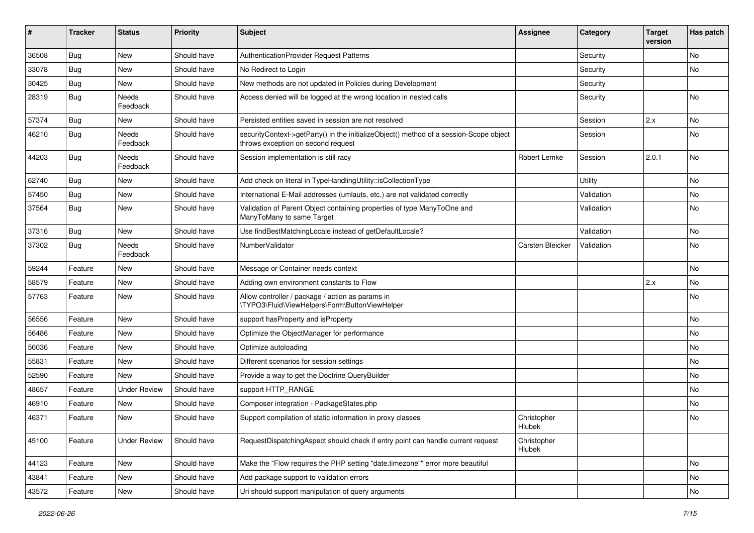| # | Tracker | Status | Priority | Subject | Assignee | Category | Target version | Has patch |
|---|---|---|---|---|---|---|---|---|
| 36508 | Bug | New | Should have | AuthenticationProvider Request Patterns | | Security | | No |
| 33078 | Bug | New | Should have | No Redirect to Login | | Security | | No |
| 30425 | Bug | New | Should have | New methods are not updated in Policies during Development | | Security | | |
| 28319 | Bug | Needs Feedback | Should have | Access denied will be logged at the wrong location in nested calls | | Security | | No |
| 57374 | Bug | New | Should have | Persisted entities saved in session are not resolved | | Session | 2.x | No |
| 46210 | Bug | Needs Feedback | Should have | securityContext->getParty() in the initializeObject() method of a session-Scope object throws exception on second request | | Session | | No |
| 44203 | Bug | Needs Feedback | Should have | Session implementation is still racy | Robert Lemke | Session | 2.0.1 | No |
| 62740 | Bug | New | Should have | Add check on literal in TypeHandlingUtility::isCollectionType | | Utility | | No |
| 57450 | Bug | New | Should have | International E-Mail addresses (umlauts, etc.) are not validated correctly | | Validation | | No |
| 37564 | Bug | New | Should have | Validation of Parent Object containing properties of type ManyToOne and ManyToMany to same Target | | Validation | | No |
| 37316 | Bug | New | Should have | Use findBestMatchingLocale instead of getDefaultLocale? | | Validation | | No |
| 37302 | Bug | Needs Feedback | Should have | NumberValidator | Carsten Bleicker | Validation | | No |
| 59244 | Feature | New | Should have | Message or Container needs context | | | | No |
| 58579 | Feature | New | Should have | Adding own environment constants to Flow | | | 2.x | No |
| 57763 | Feature | New | Should have | Allow controller / package / action as params in \TYPO3\Fluid\ViewHelpers\Form\ButtonViewHelper | | | | No |
| 56556 | Feature | New | Should have | support hasProperty and isProperty | | | | No |
| 56486 | Feature | New | Should have | Optimize the ObjectManager for performance | | | | No |
| 56036 | Feature | New | Should have | Optimize autoloading | | | | No |
| 55831 | Feature | New | Should have | Different scenarios for session settings | | | | No |
| 52590 | Feature | New | Should have | Provide a way to get the Doctrine QueryBuilder | | | | No |
| 48657 | Feature | Under Review | Should have | support HTTP_RANGE | | | | No |
| 46910 | Feature | New | Should have | Composer integration - PackageStates.php | | | | No |
| 46371 | Feature | New | Should have | Support compilation of static information in proxy classes | Christopher Hlubek | | | No |
| 45100 | Feature | Under Review | Should have | RequestDispatchingAspect should check if entry point can handle current request | Christopher Hlubek | | | |
| 44123 | Feature | New | Should have | Make the "Flow requires the PHP setting "date.timezone"" error more beautiful | | | | No |
| 43841 | Feature | New | Should have | Add package support to validation errors | | | | No |
| 43572 | Feature | New | Should have | Uri should support manipulation of query arguments | | | | No |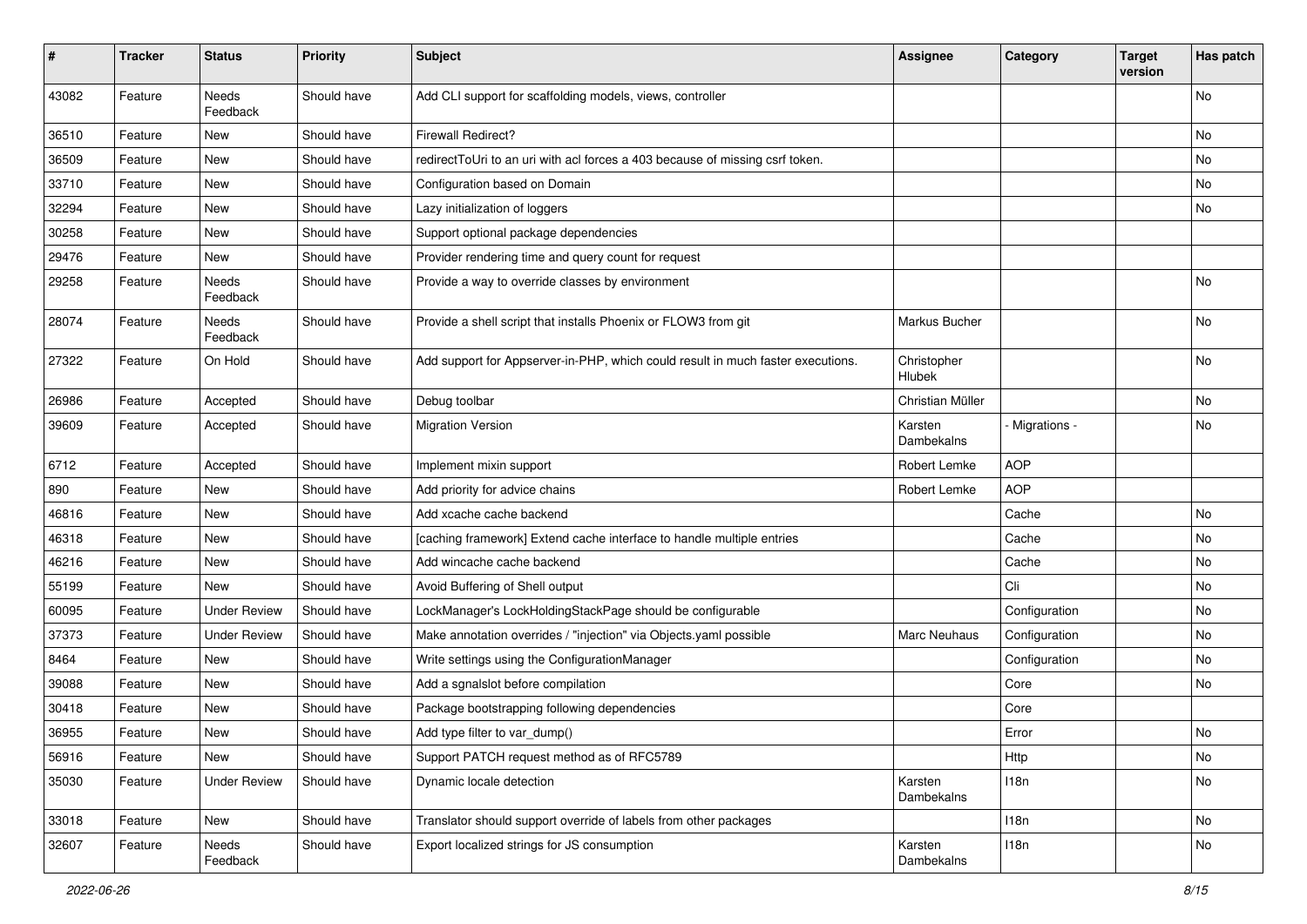| # | Tracker | Status | Priority | Subject | Assignee | Category | Target version | Has patch |
|---|---|---|---|---|---|---|---|---|
| 43082 | Feature | Needs Feedback | Should have | Add CLI support for scaffolding models, views, controller | | | | No |
| 36510 | Feature | New | Should have | Firewall Redirect? | | | | No |
| 36509 | Feature | New | Should have | redirectToUri to an uri with acl forces a 403 because of missing csrf token. | | | | No |
| 33710 | Feature | New | Should have | Configuration based on Domain | | | | No |
| 32294 | Feature | New | Should have | Lazy initialization of loggers | | | | No |
| 30258 | Feature | New | Should have | Support optional package dependencies | | | | |
| 29476 | Feature | New | Should have | Provider rendering time and query count for request | | | | |
| 29258 | Feature | Needs Feedback | Should have | Provide a way to override classes by environment | | | | No |
| 28074 | Feature | Needs Feedback | Should have | Provide a shell script that installs Phoenix or FLOW3 from git | Markus Bucher | | | No |
| 27322 | Feature | On Hold | Should have | Add support for Appserver-in-PHP, which could result in much faster executions. | Christopher Hlubek | | | No |
| 26986 | Feature | Accepted | Should have | Debug toolbar | Christian Müller | | | No |
| 39609 | Feature | Accepted | Should have | Migration Version | Karsten Dambekalns | - Migrations - | | No |
| 6712 | Feature | Accepted | Should have | Implement mixin support | Robert Lemke | AOP | | |
| 890 | Feature | New | Should have | Add priority for advice chains | Robert Lemke | AOP | | |
| 46816 | Feature | New | Should have | Add xcache cache backend | | Cache | | No |
| 46318 | Feature | New | Should have | [caching framework] Extend cache interface to handle multiple entries | | Cache | | No |
| 46216 | Feature | New | Should have | Add wincache cache backend | | Cache | | No |
| 55199 | Feature | New | Should have | Avoid Buffering of Shell output | | Cli | | No |
| 60095 | Feature | Under Review | Should have | LockManager's LockHoldingStackPage should be configurable | | Configuration | | No |
| 37373 | Feature | Under Review | Should have | Make annotation overrides / "injection" via Objects.yaml possible | Marc Neuhaus | Configuration | | No |
| 8464 | Feature | New | Should have | Write settings using the ConfigurationManager | | Configuration | | No |
| 39088 | Feature | New | Should have | Add a sgnalslot before compilation | | Core | | No |
| 30418 | Feature | New | Should have | Package bootstrapping following dependencies | | Core | | |
| 36955 | Feature | New | Should have | Add type filter to var_dump() | | Error | | No |
| 56916 | Feature | New | Should have | Support PATCH request method as of RFC5789 | | Http | | No |
| 35030 | Feature | Under Review | Should have | Dynamic locale detection | Karsten Dambekalns | I18n | | No |
| 33018 | Feature | New | Should have | Translator should support override of labels from other packages | | I18n | | No |
| 32607 | Feature | Needs Feedback | Should have | Export localized strings for JS consumption | Karsten Dambekalns | I18n | | No |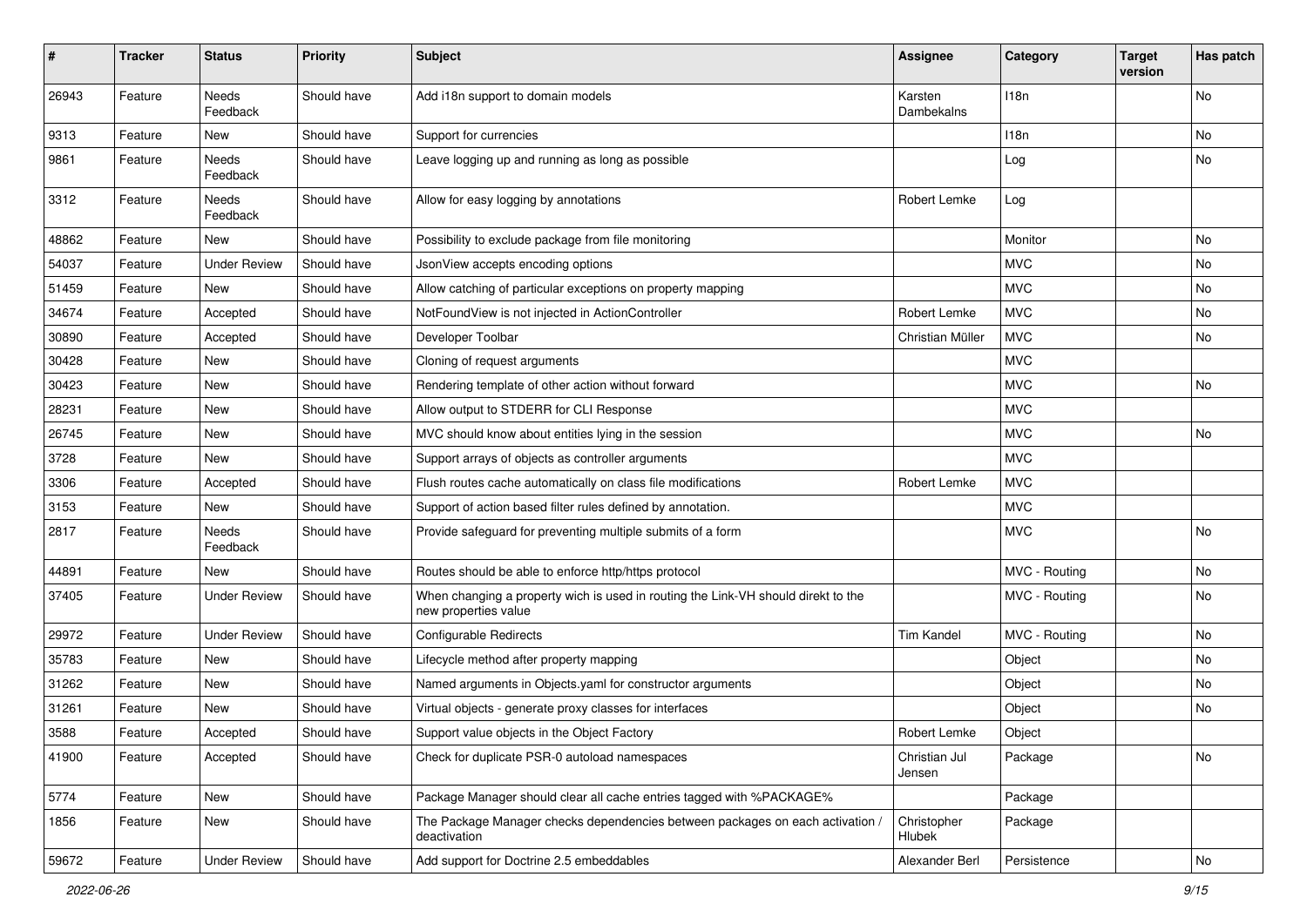| # | Tracker | Status | Priority | Subject | Assignee | Category | Target version | Has patch |
|---|---|---|---|---|---|---|---|---|
| 26943 | Feature | Needs Feedback | Should have | Add i18n support to domain models | Karsten Dambekalns | I18n | | No |
| 9313 | Feature | New | Should have | Support for currencies | | I18n | | No |
| 9861 | Feature | Needs Feedback | Should have | Leave logging up and running as long as possible | | Log | | No |
| 3312 | Feature | Needs Feedback | Should have | Allow for easy logging by annotations | Robert Lemke | Log | | |
| 48862 | Feature | New | Should have | Possibility to exclude package from file monitoring | | Monitor | | No |
| 54037 | Feature | Under Review | Should have | JsonView accepts encoding options | | MVC | | No |
| 51459 | Feature | New | Should have | Allow catching of particular exceptions on property mapping | | MVC | | No |
| 34674 | Feature | Accepted | Should have | NotFoundView is not injected in ActionController | Robert Lemke | MVC | | No |
| 30890 | Feature | Accepted | Should have | Developer Toolbar | Christian Müller | MVC | | No |
| 30428 | Feature | New | Should have | Cloning of request arguments | | MVC | | |
| 30423 | Feature | New | Should have | Rendering template of other action without forward | | MVC | | No |
| 28231 | Feature | New | Should have | Allow output to STDERR for CLI Response | | MVC | | |
| 26745 | Feature | New | Should have | MVC should know about entities lying in the session | | MVC | | No |
| 3728 | Feature | New | Should have | Support arrays of objects as controller arguments | | MVC | | |
| 3306 | Feature | Accepted | Should have | Flush routes cache automatically on class file modifications | Robert Lemke | MVC | | |
| 3153 | Feature | New | Should have | Support of action based filter rules defined by annotation. | | MVC | | |
| 2817 | Feature | Needs Feedback | Should have | Provide safeguard for preventing multiple submits of a form | | MVC | | No |
| 44891 | Feature | New | Should have | Routes should be able to enforce http/https protocol | | MVC - Routing | | No |
| 37405 | Feature | Under Review | Should have | When changing a property wich is used in routing the Link-VH should direkt to the new properties value | | MVC - Routing | | No |
| 29972 | Feature | Under Review | Should have | Configurable Redirects | Tim Kandel | MVC - Routing | | No |
| 35783 | Feature | New | Should have | Lifecycle method after property mapping | | Object | | No |
| 31262 | Feature | New | Should have | Named arguments in Objects.yaml for constructor arguments | | Object | | No |
| 31261 | Feature | New | Should have | Virtual objects - generate proxy classes for interfaces | | Object | | No |
| 3588 | Feature | Accepted | Should have | Support value objects in the Object Factory | Robert Lemke | Object | | |
| 41900 | Feature | Accepted | Should have | Check for duplicate PSR-0 autoload namespaces | Christian Jul Jensen | Package | | No |
| 5774 | Feature | New | Should have | Package Manager should clear all cache entries tagged with %PACKAGE% | | Package | | |
| 1856 | Feature | New | Should have | The Package Manager checks dependencies between packages on each activation / deactivation | Christopher Hlubek | Package | | |
| 59672 | Feature | Under Review | Should have | Add support for Doctrine 2.5 embeddables | Alexander Berl | Persistence | | No |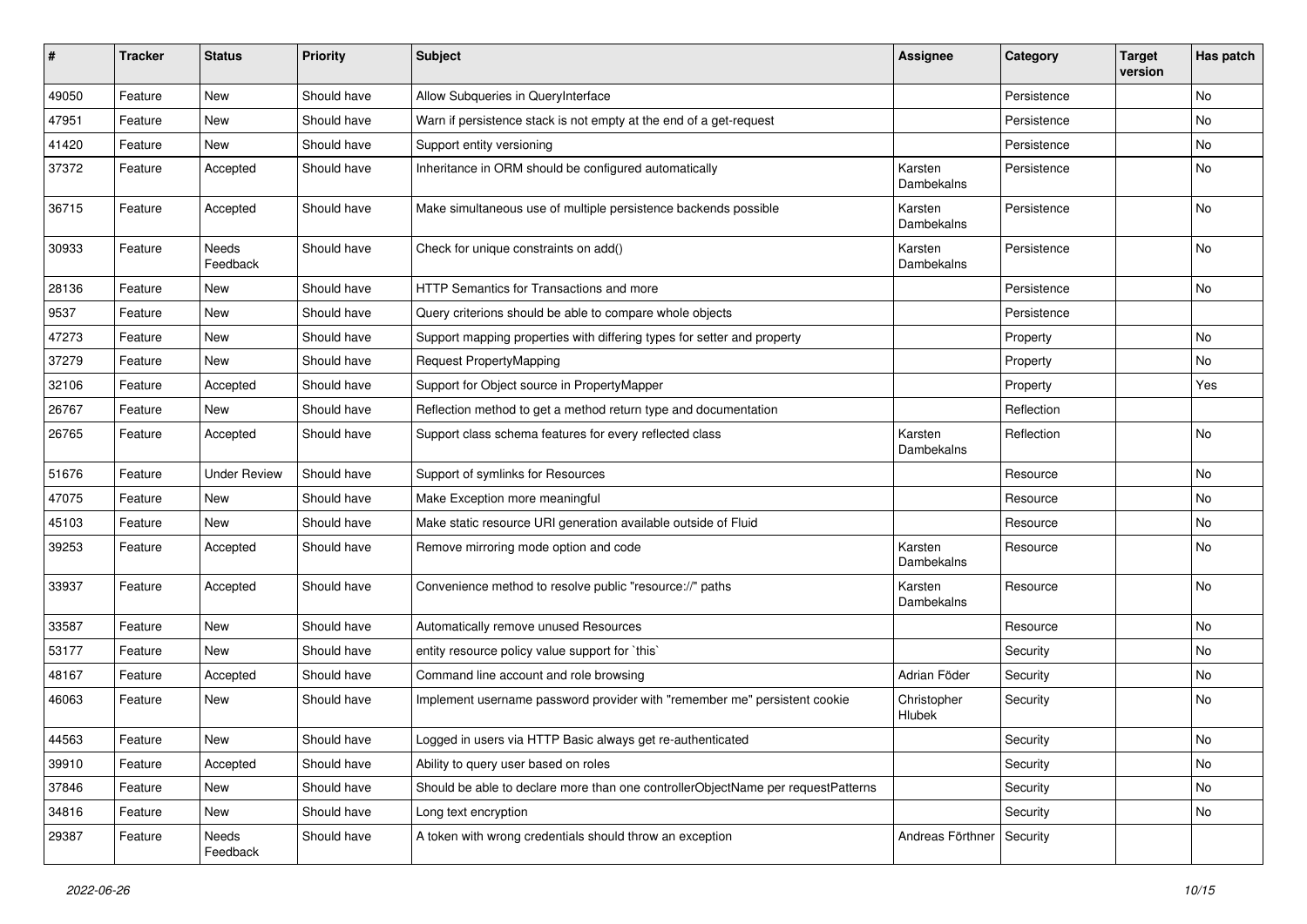| # | Tracker | Status | Priority | Subject | Assignee | Category | Target version | Has patch |
|---|---|---|---|---|---|---|---|---|
| 49050 | Feature | New | Should have | Allow Subqueries in QueryInterface | | Persistence | | No |
| 47951 | Feature | New | Should have | Warn if persistence stack is not empty at the end of a get-request | | Persistence | | No |
| 41420 | Feature | New | Should have | Support entity versioning | | Persistence | | No |
| 37372 | Feature | Accepted | Should have | Inheritance in ORM should be configured automatically | Karsten Dambekalns | Persistence | | No |
| 36715 | Feature | Accepted | Should have | Make simultaneous use of multiple persistence backends possible | Karsten Dambekalns | Persistence | | No |
| 30933 | Feature | Needs Feedback | Should have | Check for unique constraints on add() | Karsten Dambekalns | Persistence | | No |
| 28136 | Feature | New | Should have | HTTP Semantics for Transactions and more | | Persistence | | No |
| 9537 | Feature | New | Should have | Query criterions should be able to compare whole objects | | Persistence | | |
| 47273 | Feature | New | Should have | Support mapping properties with differing types for setter and property | | Property | | No |
| 37279 | Feature | New | Should have | Request PropertyMapping | | Property | | No |
| 32106 | Feature | Accepted | Should have | Support for Object source in PropertyMapper | | Property | | Yes |
| 26767 | Feature | New | Should have | Reflection method to get a method return type and documentation | | Reflection | | |
| 26765 | Feature | Accepted | Should have | Support class schema features for every reflected class | Karsten Dambekalns | Reflection | | No |
| 51676 | Feature | Under Review | Should have | Support of symlinks for Resources | | Resource | | No |
| 47075 | Feature | New | Should have | Make Exception more meaningful | | Resource | | No |
| 45103 | Feature | New | Should have | Make static resource URI generation available outside of Fluid | | Resource | | No |
| 39253 | Feature | Accepted | Should have | Remove mirroring mode option and code | Karsten Dambekalns | Resource | | No |
| 33937 | Feature | Accepted | Should have | Convenience method to resolve public "resource://" paths | Karsten Dambekalns | Resource | | No |
| 33587 | Feature | New | Should have | Automatically remove unused Resources | | Resource | | No |
| 53177 | Feature | New | Should have | entity resource policy value support for `this` | | Security | | No |
| 48167 | Feature | Accepted | Should have | Command line account and role browsing | Adrian Föder | Security | | No |
| 46063 | Feature | New | Should have | Implement username password provider with "remember me" persistent cookie | Christopher Hlubek | Security | | No |
| 44563 | Feature | New | Should have | Logged in users via HTTP Basic always get re-authenticated | | Security | | No |
| 39910 | Feature | Accepted | Should have | Ability to query user based on roles | | Security | | No |
| 37846 | Feature | New | Should have | Should be able to declare more than one controllerObjectName per requestPatterns | | Security | | No |
| 34816 | Feature | New | Should have | Long text encryption | | Security | | No |
| 29387 | Feature | Needs Feedback | Should have | A token with wrong credentials should throw an exception | Andreas Förthner | Security | | |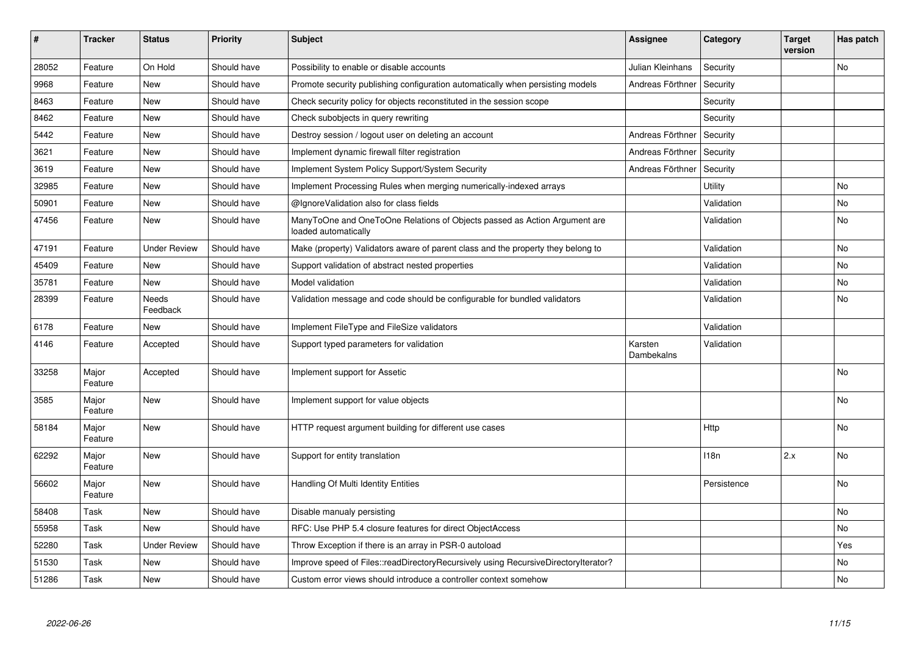| # | Tracker | Status | Priority | Subject | Assignee | Category | Target version | Has patch |
|---|---|---|---|---|---|---|---|---|
| 28052 | Feature | On Hold | Should have | Possibility to enable or disable accounts | Julian Kleinhans | Security | | No |
| 9968 | Feature | New | Should have | Promote security publishing configuration automatically when persisting models | Andreas Förthner | Security | | |
| 8463 | Feature | New | Should have | Check security policy for objects reconstituted in the session scope | | Security | | |
| 8462 | Feature | New | Should have | Check subobjects in query rewriting | | Security | | |
| 5442 | Feature | New | Should have | Destroy session / logout user on deleting an account | Andreas Förthner | Security | | |
| 3621 | Feature | New | Should have | Implement dynamic firewall filter registration | Andreas Förthner | Security | | |
| 3619 | Feature | New | Should have | Implement System Policy Support/System Security | Andreas Förthner | Security | | |
| 32985 | Feature | New | Should have | Implement Processing Rules when merging numerically-indexed arrays | | Utility | | No |
| 50901 | Feature | New | Should have | @IgnoreValidation also for class fields | | Validation | | No |
| 47456 | Feature | New | Should have | ManyToOne and OneToOne Relations of Objects passed as Action Argument are loaded automatically | | Validation | | No |
| 47191 | Feature | Under Review | Should have | Make (property) Validators aware of parent class and the property they belong to | | Validation | | No |
| 45409 | Feature | New | Should have | Support validation of abstract nested properties | | Validation | | No |
| 35781 | Feature | New | Should have | Model validation | | Validation | | No |
| 28399 | Feature | Needs Feedback | Should have | Validation message and code should be configurable for bundled validators | | Validation | | No |
| 6178 | Feature | New | Should have | Implement FileType and FileSize validators | | Validation | | |
| 4146 | Feature | Accepted | Should have | Support typed parameters for validation | Karsten Dambekalns | Validation | | |
| 33258 | Major Feature | Accepted | Should have | Implement support for Assetic | | | | No |
| 3585 | Major Feature | New | Should have | Implement support for value objects | | | | No |
| 58184 | Major Feature | New | Should have | HTTP request argument building for different use cases | | Http | | No |
| 62292 | Major Feature | New | Should have | Support for entity translation | | I18n | 2.x | No |
| 56602 | Major Feature | New | Should have | Handling Of Multi Identity Entities | | Persistence | | No |
| 58408 | Task | New | Should have | Disable manualy persisting | | | | No |
| 55958 | Task | New | Should have | RFC: Use PHP 5.4 closure features for direct ObjectAccess | | | | No |
| 52280 | Task | Under Review | Should have | Throw Exception if there is an array in PSR-0 autoload | | | | Yes |
| 51530 | Task | New | Should have | Improve speed of Files::readDirectoryRecursively using RecursiveDirectoryIterator? | | | | No |
| 51286 | Task | New | Should have | Custom error views should introduce a controller context somehow | | | | No |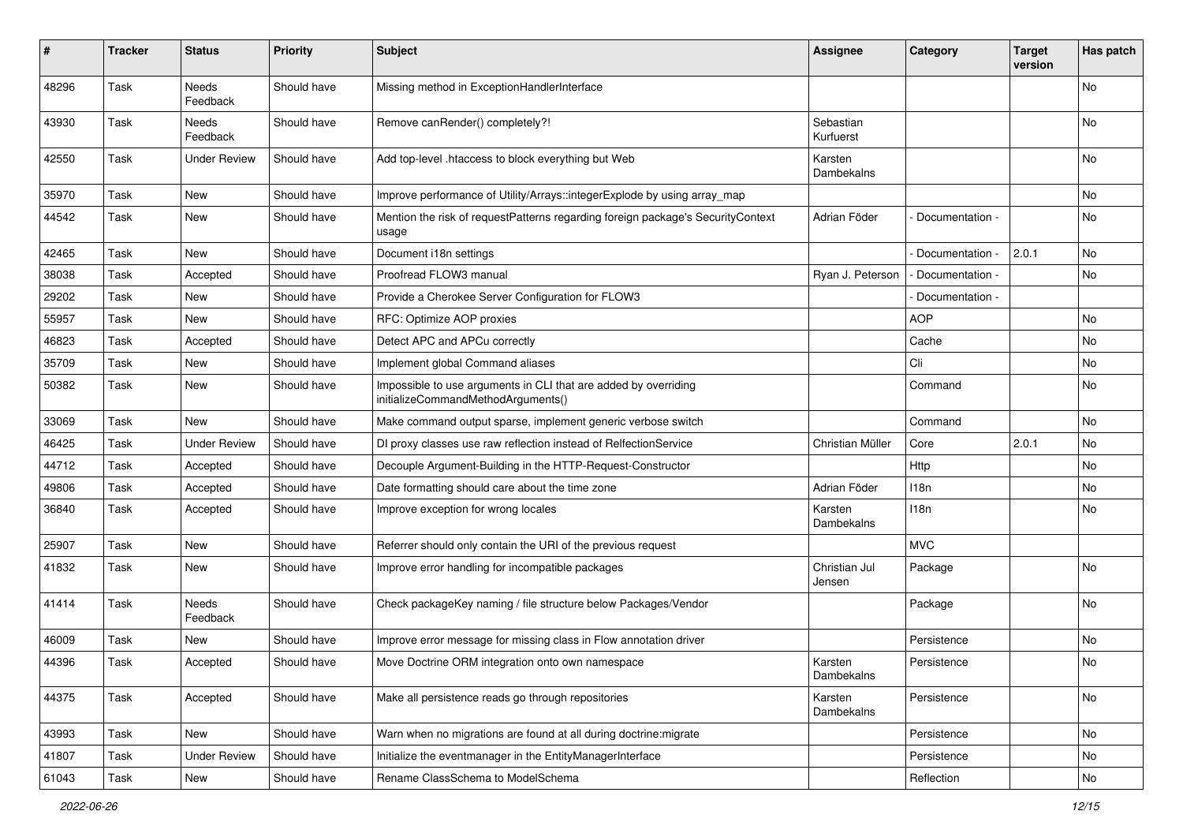| # | Tracker | Status | Priority | Subject | Assignee | Category | Target version | Has patch |
|---|---|---|---|---|---|---|---|---|
| 48296 | Task | Needs Feedback | Should have | Missing method in ExceptionHandlerInterface | | | | No |
| 43930 | Task | Needs Feedback | Should have | Remove canRender() completely?! | Sebastian Kurfuerst | | | No |
| 42550 | Task | Under Review | Should have | Add top-level .htaccess to block everything but Web | Karsten Dambekalns | | | No |
| 35970 | Task | New | Should have | Improve performance of Utility/Arrays::integerExplode by using array_map | | | | No |
| 44542 | Task | New | Should have | Mention the risk of requestPatterns regarding foreign package's SecurityContext usage | Adrian Föder | - Documentation - | | No |
| 42465 | Task | New | Should have | Document i18n settings | | - Documentation - | 2.0.1 | No |
| 38038 | Task | Accepted | Should have | Proofread FLOW3 manual | Ryan J. Peterson | - Documentation - | | No |
| 29202 | Task | New | Should have | Provide a Cherokee Server Configuration for FLOW3 | | - Documentation - | | |
| 55957 | Task | New | Should have | RFC: Optimize AOP proxies | | AOP | | No |
| 46823 | Task | Accepted | Should have | Detect APC and APCu correctly | | Cache | | No |
| 35709 | Task | New | Should have | Implement global Command aliases | | Cli | | No |
| 50382 | Task | New | Should have | Impossible to use arguments in CLI that are added by overriding initializeCommandMethodArguments() | | Command | | No |
| 33069 | Task | New | Should have | Make command output sparse, implement generic verbose switch | | Command | | No |
| 46425 | Task | Under Review | Should have | DI proxy classes use raw reflection instead of RelfectionService | Christian Müller | Core | 2.0.1 | No |
| 44712 | Task | Accepted | Should have | Decouple Argument-Building in the HTTP-Request-Constructor | | Http | | No |
| 49806 | Task | Accepted | Should have | Date formatting should care about the time zone | Adrian Föder | I18n | | No |
| 36840 | Task | Accepted | Should have | Improve exception for wrong locales | Karsten Dambekalns | I18n | | No |
| 25907 | Task | New | Should have | Referrer should only contain the URI of the previous request | | MVC | | |
| 41832 | Task | New | Should have | Improve error handling for incompatible packages | Christian Jul Jensen | Package | | No |
| 41414 | Task | Needs Feedback | Should have | Check packageKey naming / file structure below Packages/Vendor | | Package | | No |
| 46009 | Task | New | Should have | Improve error message for missing class in Flow annotation driver | | Persistence | | No |
| 44396 | Task | Accepted | Should have | Move Doctrine ORM integration onto own namespace | Karsten Dambekalns | Persistence | | No |
| 44375 | Task | Accepted | Should have | Make all persistence reads go through repositories | Karsten Dambekalns | Persistence | | No |
| 43993 | Task | New | Should have | Warn when no migrations are found at all during doctrine:migrate | | Persistence | | No |
| 41807 | Task | Under Review | Should have | Initialize the eventmanager in the EntityManagerInterface | | Persistence | | No |
| 61043 | Task | New | Should have | Rename ClassSchema to ModelSchema | | Reflection | | No |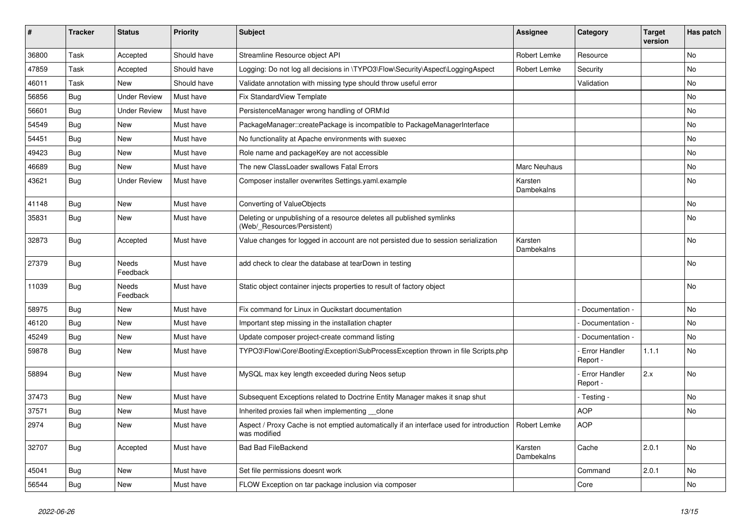| # | Tracker | Status | Priority | Subject | Assignee | Category | Target version | Has patch |
|---|---|---|---|---|---|---|---|---|
| 36800 | Task | Accepted | Should have | Streamline Resource object API | Robert Lemke | Resource | | No |
| 47859 | Task | Accepted | Should have | Logging: Do not log all decisions in \TYPO3\Flow\Security\Aspect\LoggingAspect | Robert Lemke | Security | | No |
| 46011 | Task | New | Should have | Validate annotation with missing type should throw useful error | | Validation | | No |
| 56856 | Bug | Under Review | Must have | Fix StandardView Template | | | | No |
| 56601 | Bug | Under Review | Must have | PersistenceManager wrong handling of ORM\Id | | | | No |
| 54549 | Bug | New | Must have | PackageManager::createPackage is incompatible to PackageManagerInterface | | | | No |
| 54451 | Bug | New | Must have | No functionality at Apache environments with suexec | | | | No |
| 49423 | Bug | New | Must have | Role name and packageKey are not accessible | | | | No |
| 46689 | Bug | New | Must have | The new ClassLoader swallows Fatal Errors | Marc Neuhaus | | | No |
| 43621 | Bug | Under Review | Must have | Composer installer overwrites Settings.yaml.example | Karsten Dambekalns | | | No |
| 41148 | Bug | New | Must have | Converting of ValueObjects | | | | No |
| 35831 | Bug | New | Must have | Deleting or unpublishing of a resource deletes all published symlinks (Web/_Resources/Persistent) | | | | No |
| 32873 | Bug | Accepted | Must have | Value changes for logged in account are not persisted due to session serialization | Karsten Dambekalns | | | No |
| 27379 | Bug | Needs Feedback | Must have | add check to clear the database at tearDown in testing | | | | No |
| 11039 | Bug | Needs Feedback | Must have | Static object container injects properties to result of factory object | | | | No |
| 58975 | Bug | New | Must have | Fix command for Linux in Qucikstart documentation | | - Documentation - | | No |
| 46120 | Bug | New | Must have | Important step missing in the installation chapter | | - Documentation - | | No |
| 45249 | Bug | New | Must have | Update composer project-create command listing | | - Documentation - | | No |
| 59878 | Bug | New | Must have | TYPO3\Flow\Core\Booting\Exception\SubProcessException thrown in file Scripts.php | | - Error Handler Report - | 1.1.1 | No |
| 58894 | Bug | New | Must have | MySQL max key length exceeded during Neos setup | | - Error Handler Report - | 2.x | No |
| 37473 | Bug | New | Must have | Subsequent Exceptions related to Doctrine Entity Manager makes it snap shut | | - Testing - | | No |
| 37571 | Bug | New | Must have | Inherited proxies fail when implementing __clone | | AOP | | No |
| 2974 | Bug | New | Must have | Aspect / Proxy Cache is not emptied automatically if an interface used for introduction was modified | Robert Lemke | AOP | | |
| 32707 | Bug | Accepted | Must have | Bad Bad FileBackend | Karsten Dambekalns | Cache | 2.0.1 | No |
| 45041 | Bug | New | Must have | Set file permissions doesnt work | | Command | 2.0.1 | No |
| 56544 | Bug | New | Must have | FLOW Exception on tar package inclusion via composer | | Core | | No |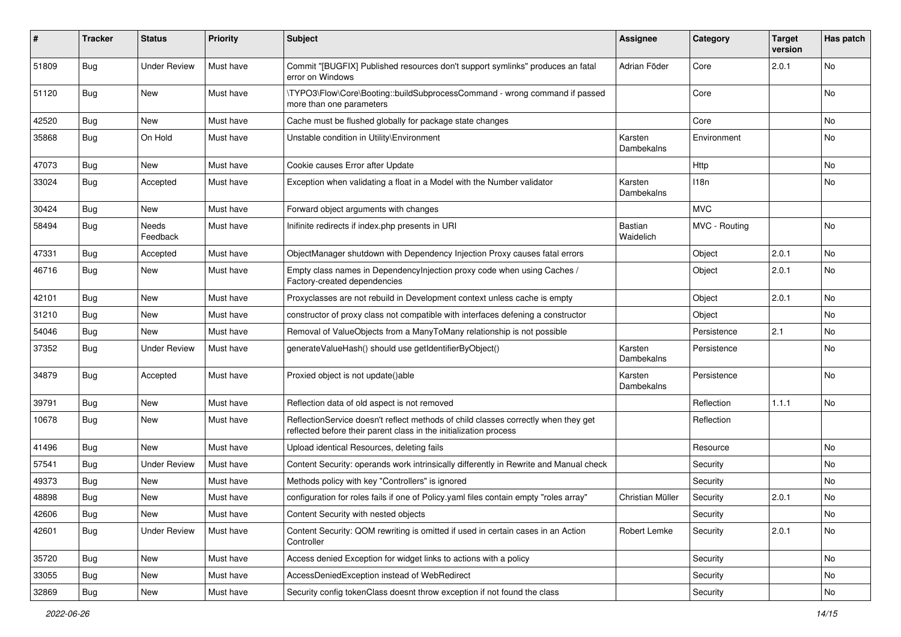| # | Tracker | Status | Priority | Subject | Assignee | Category | Target version | Has patch |
|---|---|---|---|---|---|---|---|---|
| 51809 | Bug | Under Review | Must have | Commit "[BUGFIX] Published resources don't support symlinks" produces an fatal error on Windows | Adrian Föder | Core | 2.0.1 | No |
| 51120 | Bug | New | Must have | \TYPO3\Flow\Core\Booting::buildSubprocessCommand - wrong command if passed more than one parameters | | Core | | No |
| 42520 | Bug | New | Must have | Cache must be flushed globally for package state changes | | Core | | No |
| 35868 | Bug | On Hold | Must have | Unstable condition in Utility\Environment | Karsten Dambekalns | Environment | | No |
| 47073 | Bug | New | Must have | Cookie causes Error after Update | | Http | | No |
| 33024 | Bug | Accepted | Must have | Exception when validating a float in a Model with the Number validator | Karsten Dambekalns | I18n | | No |
| 30424 | Bug | New | Must have | Forward object arguments with changes | | MVC | | |
| 58494 | Bug | Needs Feedback | Must have | Inifinite redirects if index.php presents in URI | Bastian Waidelich | MVC - Routing | | No |
| 47331 | Bug | Accepted | Must have | ObjectManager shutdown with Dependency Injection Proxy causes fatal errors | | Object | 2.0.1 | No |
| 46716 | Bug | New | Must have | Empty class names in DependencyInjection proxy code when using Caches / Factory-created dependencies | | Object | 2.0.1 | No |
| 42101 | Bug | New | Must have | Proxyclasses are not rebuild in Development context unless cache is empty | | Object | 2.0.1 | No |
| 31210 | Bug | New | Must have | constructor of proxy class not compatible with interfaces defening a constructor | | Object | | No |
| 54046 | Bug | New | Must have | Removal of ValueObjects from a ManyToMany relationship is not possible | | Persistence | 2.1 | No |
| 37352 | Bug | Under Review | Must have | generateValueHash() should use getIdentifierByObject() | Karsten Dambekalns | Persistence | | No |
| 34879 | Bug | Accepted | Must have | Proxied object is not update()able | Karsten Dambekalns | Persistence | | No |
| 39791 | Bug | New | Must have | Reflection data of old aspect is not removed | | Reflection | 1.1.1 | No |
| 10678 | Bug | New | Must have | ReflectionService doesn't reflect methods of child classes correctly when they get reflected before their parent class in the initialization process | | Reflection | | |
| 41496 | Bug | New | Must have | Upload identical Resources, deleting fails | | Resource | | No |
| 57541 | Bug | Under Review | Must have | Content Security: operands work intrinsically differently in Rewrite and Manual check | | Security | | No |
| 49373 | Bug | New | Must have | Methods policy with key "Controllers" is ignored | | Security | | No |
| 48898 | Bug | New | Must have | configuration for roles fails if one of Policy.yaml files contain empty "roles array" | Christian Müller | Security | 2.0.1 | No |
| 42606 | Bug | New | Must have | Content Security with nested objects | | Security | | No |
| 42601 | Bug | Under Review | Must have | Content Security: QOM rewriting is omitted if used in certain cases in an Action Controller | Robert Lemke | Security | 2.0.1 | No |
| 35720 | Bug | New | Must have | Access denied Exception for widget links to actions with a policy | | Security | | No |
| 33055 | Bug | New | Must have | AccessDeniedException instead of WebRedirect | | Security | | No |
| 32869 | Bug | New | Must have | Security config tokenClass doesnt throw exception if not found the class | | Security | | No |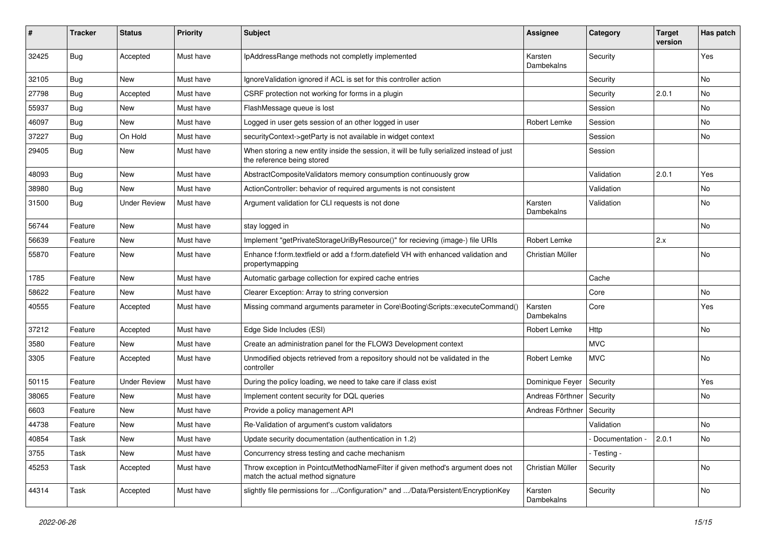| # | Tracker | Status | Priority | Subject | Assignee | Category | Target version | Has patch |
|---|---|---|---|---|---|---|---|---|
| 32425 | Bug | Accepted | Must have | IpAddressRange methods not completly implemented | Karsten Dambekalns | Security | | Yes |
| 32105 | Bug | New | Must have | IgnoreValidation ignored if ACL is set for this controller action | | Security | | No |
| 27798 | Bug | Accepted | Must have | CSRF protection not working for forms in a plugin | | Security | 2.0.1 | No |
| 55937 | Bug | New | Must have | FlashMessage queue is lost | | Session | | No |
| 46097 | Bug | New | Must have | Logged in user gets session of an other logged in user | Robert Lemke | Session | | No |
| 37227 | Bug | On Hold | Must have | securityContext->getParty is not available in widget context | | Session | | No |
| 29405 | Bug | New | Must have | When storing a new entity inside the session, it will be fully serialized instead of just the reference being stored | | Session | | |
| 48093 | Bug | New | Must have | AbstractCompositeValidators memory consumption continuously grow | | Validation | 2.0.1 | Yes |
| 38980 | Bug | New | Must have | ActionController: behavior of required arguments is not consistent | | Validation | | No |
| 31500 | Bug | Under Review | Must have | Argument validation for CLI requests is not done | Karsten Dambekalns | Validation | | No |
| 56744 | Feature | New | Must have | stay logged in | | | | No |
| 56639 | Feature | New | Must have | Implement "getPrivateStorageUriByResource()" for recieving (image-) file URIs | Robert Lemke | | 2.x | |
| 55870 | Feature | New | Must have | Enhance f:form.textfield or add a f:form.datefield VH with enhanced validation and propertymapping | Christian Müller | | | No |
| 1785 | Feature | New | Must have | Automatic garbage collection for expired cache entries | | Cache | | |
| 58622 | Feature | New | Must have | Clearer Exception: Array to string conversion | | Core | | No |
| 40555 | Feature | Accepted | Must have | Missing command arguments parameter in Core\Booting\Scripts::executeCommand() | Karsten Dambekalns | Core | | Yes |
| 37212 | Feature | Accepted | Must have | Edge Side Includes (ESI) | Robert Lemke | Http | | No |
| 3580 | Feature | New | Must have | Create an administration panel for the FLOW3 Development context | | MVC | | |
| 3305 | Feature | Accepted | Must have | Unmodified objects retrieved from a repository should not be validated in the controller | Robert Lemke | MVC | | No |
| 50115 | Feature | Under Review | Must have | During the policy loading, we need to take care if class exist | Dominique Feyer | Security | | Yes |
| 38065 | Feature | New | Must have | Implement content security for DQL queries | Andreas Förthner | Security | | No |
| 6603 | Feature | New | Must have | Provide a policy management API | Andreas Förthner | Security | | |
| 44738 | Feature | New | Must have | Re-Validation of argument's custom validators | | Validation | | No |
| 40854 | Task | New | Must have | Update security documentation (authentication in 1.2) | | - Documentation - | 2.0.1 | No |
| 3755 | Task | New | Must have | Concurrency stress testing and cache mechanism | | - Testing - | | |
| 45253 | Task | Accepted | Must have | Throw exception in PointcutMethodNameFilter if given method's argument does not match the actual method signature | Christian Müller | Security | | No |
| 44314 | Task | Accepted | Must have | slightly file permissions for .../Configuration/* and .../Data/Persistent/EncryptionKey | Karsten Dambekalns | Security | | No |